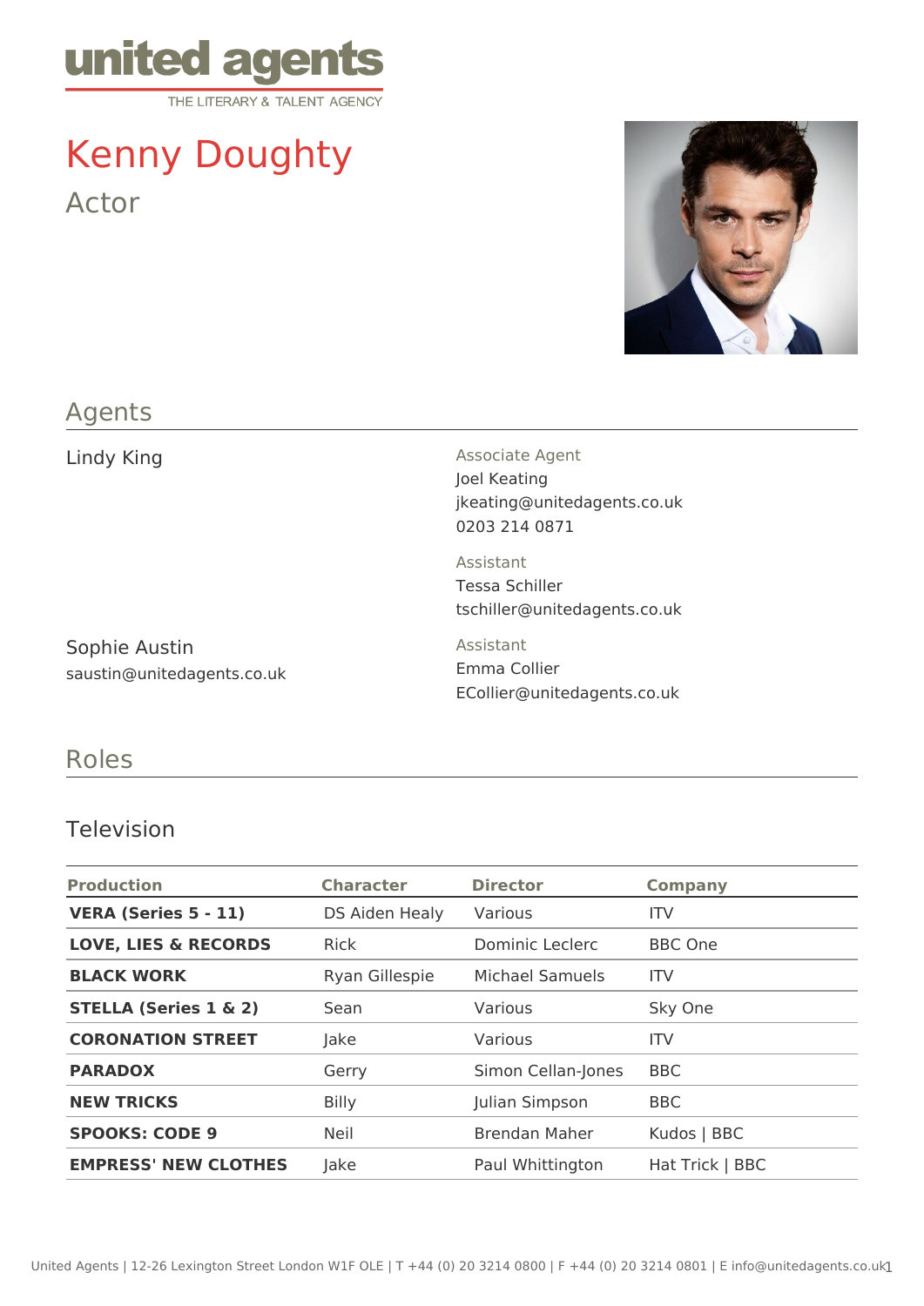united agents

THE LITERARY & TALENT AGENCY

# Kenny Doughty

Actor

## Agents

Lindy King

Associate Agent
Joel Keating
jkeating@unitedagents.co.uk
0203 214 0871

Assistant
Tessa Schiller
tschiller@unitedagents.co.uk

Sophie Austin
saustin@unitedagents.co.uk

Assistant
Emma Collier
ECollier@unitedagents.co.uk

## Roles

### Television

| Production | Character | Director | Company |
|---|---|---|---|
| **VERA (Series 5 - 11)** | DS Aiden Healy | Various | ITV |
| **LOVE, LIES & RECORDS** | Rick | Dominic Leclerc | BBC One |
| **BLACK WORK** | Ryan Gillespie | Michael Samuels | ITV |
| **STELLA (Series 1 & 2)** | Sean | Various | Sky One |
| **CORONATION STREET** | Jake | Various | ITV |
| **PARADOX** | Gerry | Simon Cellan-Jones | BBC |
| **NEW TRICKS** | Billy | Julian Simpson | BBC |
| **SPOOKS: CODE 9** | Neil | Brendan Maher | Kudos \| BBC |
| **EMPRESS' NEW CLOTHES** | Jake | Paul Whittington | Hat Trick \| BBC |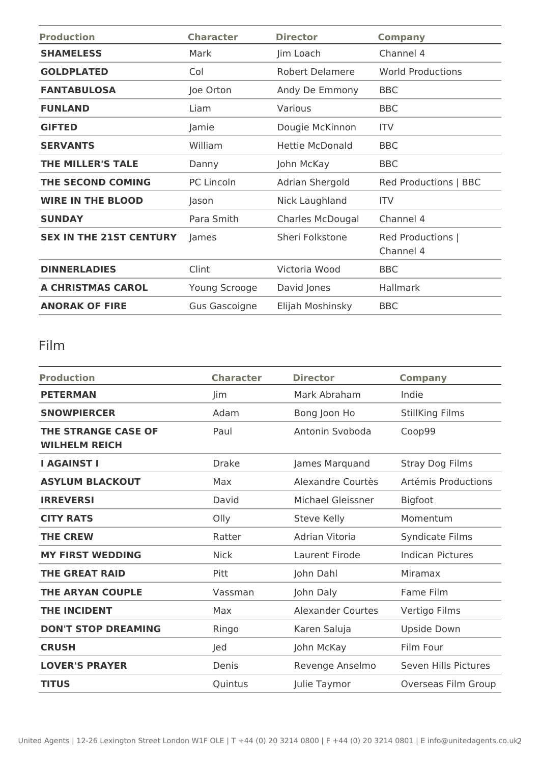| Production | Character | Director | Company |
| --- | --- | --- | --- |
| **SHAMELESS** | Mark | Jim Loach | Channel 4 |
| **GOLDPLATED** | Col | Robert Delamere | World Productions |
| **FANTABULOSA** | Joe Orton | Andy De Emmony | BBC |
| **FUNLAND** | Liam | Various | BBC |
| **GIFTED** | Jamie | Dougie McKinnon | ITV |
| **SERVANTS** | William | Hettie McDonald | BBC |
| **THE MILLER'S TALE** | Danny | John McKay | BBC |
| **THE SECOND COMING** | PC Lincoln | Adrian Shergold | Red Productions \| BBC |
| **WIRE IN THE BLOOD** | Jason | Nick Laughland | ITV |
| **SUNDAY** | Para Smith | Charles McDougal | Channel 4 |
| **SEX IN THE 21ST CENTURY** | James | Sheri Folkstone | Red Productions \| Channel 4 |
| **DINNERLADIES** | Clint | Victoria Wood | BBC |
| **A CHRISTMAS CAROL** | Young Scrooge | David Jones | Hallmark |
| **ANORAK OF FIRE** | Gus Gascoigne | Elijah Moshinsky | BBC |

## Film

| Production | Character | Director | Company |
| --- | --- | --- | --- |
| **PETERMAN** | Jim | Mark Abraham | Indie |
| **SNOWPIERCER** | Adam | Bong Joon Ho | StillKing Films |
| **THE STRANGE CASE OF WILHELM REICH** | Paul | Antonin Svoboda | Coop99 |
| **I AGAINST I** | Drake | James Marquand | Stray Dog Films |
| **ASYLUM BLACKOUT** | Max | Alexandre Courtès | Artémis Productions |
| **IRREVERSI** | David | Michael Gleissner | Bigfoot |
| **CITY RATS** | Olly | Steve Kelly | Momentum |
| **THE CREW** | Ratter | Adrian Vitoria | Syndicate Films |
| **MY FIRST WEDDING** | Nick | Laurent Firode | Indican Pictures |
| **THE GREAT RAID** | Pitt | John Dahl | Miramax |
| **THE ARYAN COUPLE** | Vassman | John Daly | Fame Film |
| **THE INCIDENT** | Max | Alexander Courtes | Vertigo Films |
| **DON'T STOP DREAMING** | Ringo | Karen Saluja | Upside Down |
| **CRUSH** | Jed | John McKay | Film Four |
| **LOVER'S PRAYER** | Denis | Revenge Anselmo | Seven Hills Pictures |
| **TITUS** | Quintus | Julie Taymor | Overseas Film Group |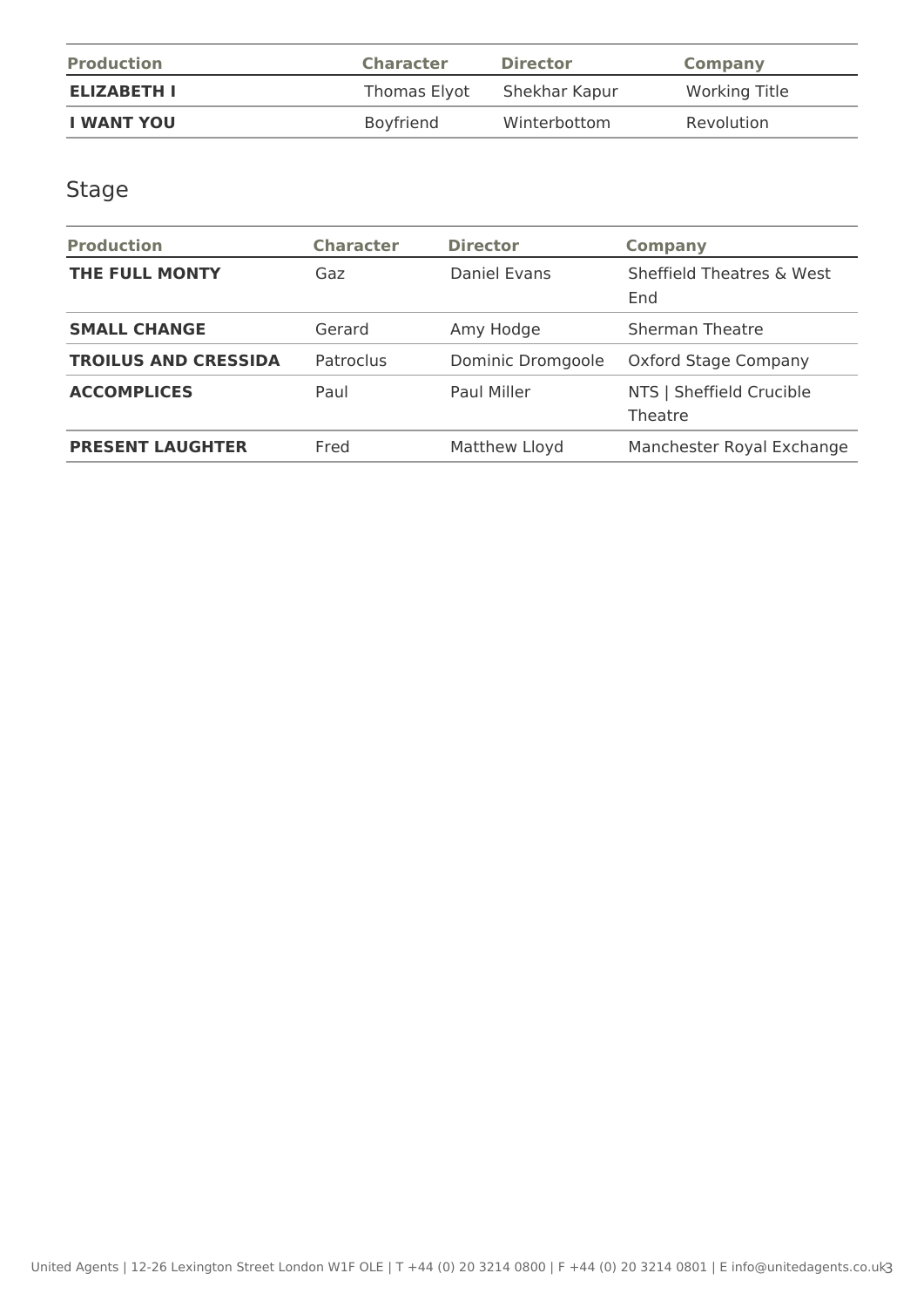| Production | Character | Director | Company |
| --- | --- | --- | --- |
| **ELIZABETH I** | Thomas Elyot | Shekhar Kapur | Working Title |
| **I WANT YOU** | Boyfriend | Winterbottom | Revolution |

## Stage

| Production | Character | Director | Company |
| --- | --- | --- | --- |
| **THE FULL MONTY** | Gaz | Daniel Evans | Sheffield Theatres & West End |
| **SMALL CHANGE** | Gerard | Amy Hodge | Sherman Theatre |
| **TROILUS AND CRESSIDA** | Patroclus | Dominic Dromgoole | Oxford Stage Company |
| **ACCOMPLICES** | Paul | Paul Miller | NTS \| Sheffield Crucible Theatre |
| **PRESENT LAUGHTER** | Fred | Matthew Lloyd | Manchester Royal Exchange |